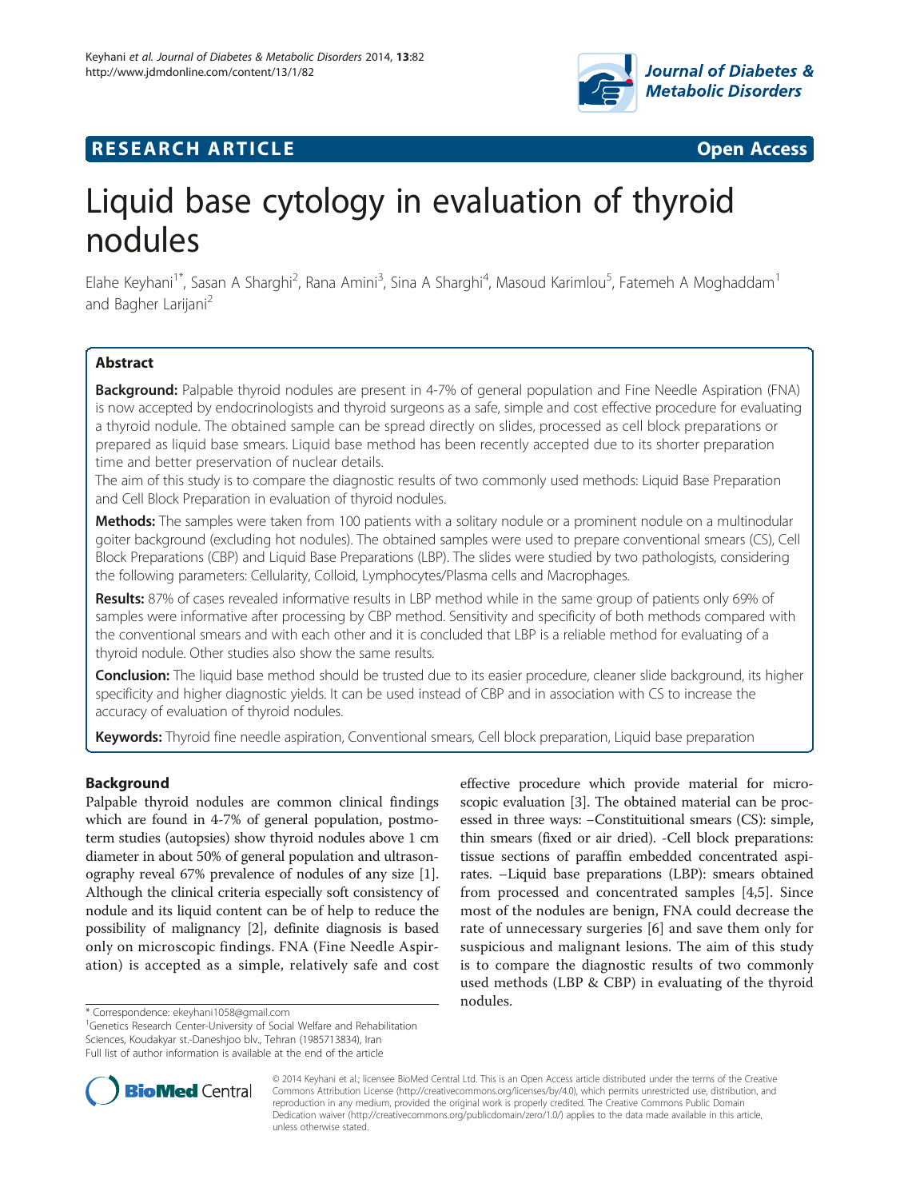RESEARCH ARTICLE | Open Access

# Liquid base cytology in evaluation of thyroid nodules

Elahe Keyhani[1*], Sasan A Sharghi[2], Rana Amini[3], Sina A Sharghi[4], Masoud Karimlou[5], Fatemeh A Moghaddam[1] and Bagher Larijani[2]

## Abstract

**Background:** Palpable thyroid nodules are present in 4-7% of general population and Fine Needle Aspiration (FNA) is now accepted by endocrinologists and thyroid surgeons as a safe, simple and cost effective procedure for evaluating a thyroid nodule. The obtained sample can be spread directly on slides, processed as cell block preparations or prepared as liquid base smears. Liquid base method has been recently accepted due to its shorter preparation time and better preservation of nuclear details.

The aim of this study is to compare the diagnostic results of two commonly used methods: Liquid Base Preparation and Cell Block Preparation in evaluation of thyroid nodules.

**Methods:** The samples were taken from 100 patients with a solitary nodule or a prominent nodule on a multinodular goiter background (excluding hot nodules). The obtained samples were used to prepare conventional smears (CS), Cell Block Preparations (CBP) and Liquid Base Preparations (LBP). The slides were studied by two pathologists, considering the following parameters: Cellularity, Colloid, Lymphocytes/Plasma cells and Macrophages.

**Results:** 87% of cases revealed informative results in LBP method while in the same group of patients only 69% of samples were informative after processing by CBP method. Sensitivity and specificity of both methods compared with the conventional smears and with each other and it is concluded that LBP is a reliable method for evaluating of a thyroid nodule. Other studies also show the same results.

**Conclusion:** The liquid base method should be trusted due to its easier procedure, cleaner slide background, its higher specificity and higher diagnostic yields. It can be used instead of CBP and in association with CS to increase the accuracy of evaluation of thyroid nodules.

**Keywords:** Thyroid fine needle aspiration, Conventional smears, Cell block preparation, Liquid base preparation

## Background

Palpable thyroid nodules are common clinical findings which are found in 4-7% of general population, postmoterm studies (autopsies) show thyroid nodules above 1 cm diameter in about 50% of general population and ultrasonography reveal 67% prevalence of nodules of any size [1]. Although the clinical criteria especially soft consistency of nodule and its liquid content can be of help to reduce the possibility of malignancy [2], definite diagnosis is based only on microscopic findings. FNA (Fine Needle Aspiration) is accepted as a simple, relatively safe and cost effective procedure which provide material for microscopic evaluation [3]. The obtained material can be processed in three ways: –Constituitional smears (CS): simple, thin smears (fixed or air dried). -Cell block preparations: tissue sections of paraffin embedded concentrated aspirates. –Liquid base preparations (LBP): smears obtained from processed and concentrated samples [4,5]. Since most of the nodules are benign, FNA could decrease the rate of unnecessary surgeries [6] and save them only for suspicious and malignant lesions. The aim of this study is to compare the diagnostic results of two commonly used methods (LBP & CBP) in evaluating of the thyroid nodules.

\* Correspondence: ekeyhani1058@gmail.com

[1]Genetics Research Center-University of Social Welfare and Rehabilitation Sciences, Koudakyar st.-Daneshjoo blv., Tehran (1985713834), Iran

Full list of author information is available at the end of the article

© 2014 Keyhani et al.; licensee BioMed Central Ltd. This is an Open Access article distributed under the terms of the Creative Commons Attribution License (http://creativecommons.org/licenses/by/4.0), which permits unrestricted use, distribution, and reproduction in any medium, provided the original work is properly credited. The Creative Commons Public Domain Dedication waiver (http://creativecommons.org/publicdomain/zero/1.0/) applies to the data made available in this article, unless otherwise stated.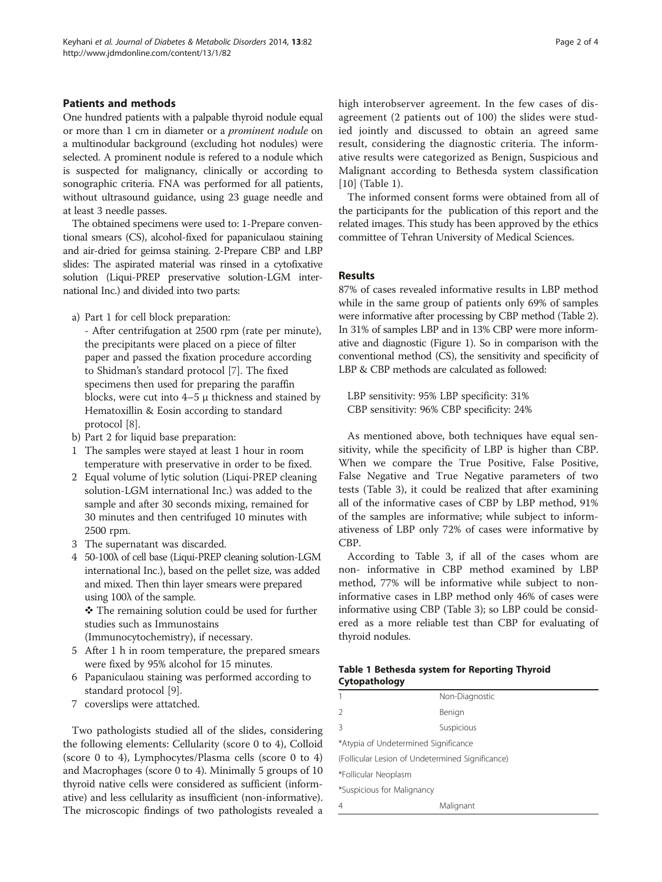## Patients and methods

One hundred patients with a palpable thyroid nodule equal or more than 1 cm in diameter or a *prominent nodule* on a multinodular background (excluding hot nodules) were selected. A prominent nodule is refered to a nodule which is suspected for malignancy, clinically or according to sonographic criteria. FNA was performed for all patients, without ultrasound guidance, using 23 guage needle and at least 3 needle passes.

The obtained specimens were used to: 1-Prepare conventional smears (CS), alcohol-fixed for papaniculaou staining and air-dried for geimsa staining. 2-Prepare CBP and LBP slides: The aspirated material was rinsed in a cytofixative solution (Liqui-PREP preservative solution-LGM international Inc.) and divided into two parts:

a) Part 1 for cell block preparation:
   - After centrifugation at 2500 rpm (rate per minute), the precipitants were placed on a piece of filter paper and passed the fixation procedure according to Shidman's standard protocol [7]. The fixed specimens then used for preparing the paraffin blocks, were cut into 4–5 μ thickness and stained by Hematoxillin & Eosin according to standard protocol [8].
b) Part 2 for liquid base preparation:

1. The samples were stayed at least 1 hour in room temperature with preservative in order to be fixed.
2. Equal volume of lytic solution (Liqui-PREP cleaning solution-LGM international Inc.) was added to the sample and after 30 seconds mixing, remained for 30 minutes and then centrifuged 10 minutes with 2500 rpm.
3. The supernatant was discarded.
4. 50-100λ of cell base (Liqui-PREP cleaning solution-LGM international Inc.), based on the pellet size, was added and mixed. Then thin layer smears were prepared using 100λ of the sample.
   ❖ The remaining solution could be used for further studies such as Immunostains (Immunocytochemistry), if necessary.
5. After 1 h in room temperature, the prepared smears were fixed by 95% alcohol for 15 minutes.
6. Papaniculaou staining was performed according to standard protocol [9].
7. coverslips were attatched.

Two pathologists studied all of the slides, considering the following elements: Cellularity (score 0 to 4), Colloid (score 0 to 4), Lymphocytes/Plasma cells (score 0 to 4) and Macrophages (score 0 to 4). Minimally 5 groups of 10 thyroid native cells were considered as sufficient (informative) and less cellularity as insufficient (non-informative). The microscopic findings of two pathologists revealed a high interobserver agreement. In the few cases of disagreement (2 patients out of 100) the slides were studied jointly and discussed to obtain an agreed same result, considering the diagnostic criteria. The informative results were categorized as Benign, Suspicious and Malignant according to Bethesda system classification [10] (Table 1).

The informed consent forms were obtained from all of the participants for the publication of this report and the related images. This study has been approved by the ethics committee of Tehran University of Medical Sciences.

## Results

87% of cases revealed informative results in LBP method while in the same group of patients only 69% of samples were informative after processing by CBP method (Table 2). In 31% of samples LBP and in 13% CBP were more informative and diagnostic (Figure 1). So in comparison with the conventional method (CS), the sensitivity and specificity of LBP & CBP methods are calculated as followed:

LBP sensitivity: 95% LBP specificity: 31%
CBP sensitivity: 96% CBP specificity: 24%

As mentioned above, both techniques have equal sensitivity, while the specificity of LBP is higher than CBP. When we compare the True Positive, False Positive, False Negative and True Negative parameters of two tests (Table 3), it could be realized that after examining all of the informative cases of CBP by LBP method, 91% of the samples are informative; while subject to informativeness of LBP only 72% of cases were informative by CBP.

According to Table 3, if all of the cases whom are non- informative in CBP method examined by LBP method, 77% will be informative while subject to non-informative cases in LBP method only 46% of cases were informative using CBP (Table 3); so LBP could be considered as a more reliable test than CBP for evaluating of thyroid nodules.

**Table 1 Bethesda system for Reporting Thyroid Cytopathology**

| | |
|---|---|
| 1 | Non-Diagnostic |
| 2 | Benign |
| 3 | Suspicious |
| *Atypia of Undetermined Significance | |
| (Follicular Lesion of Undetermined Significance) | |
| *Follicular Neoplasm | |
| *Suspicious for Malignancy | |
| 4 | Malignant |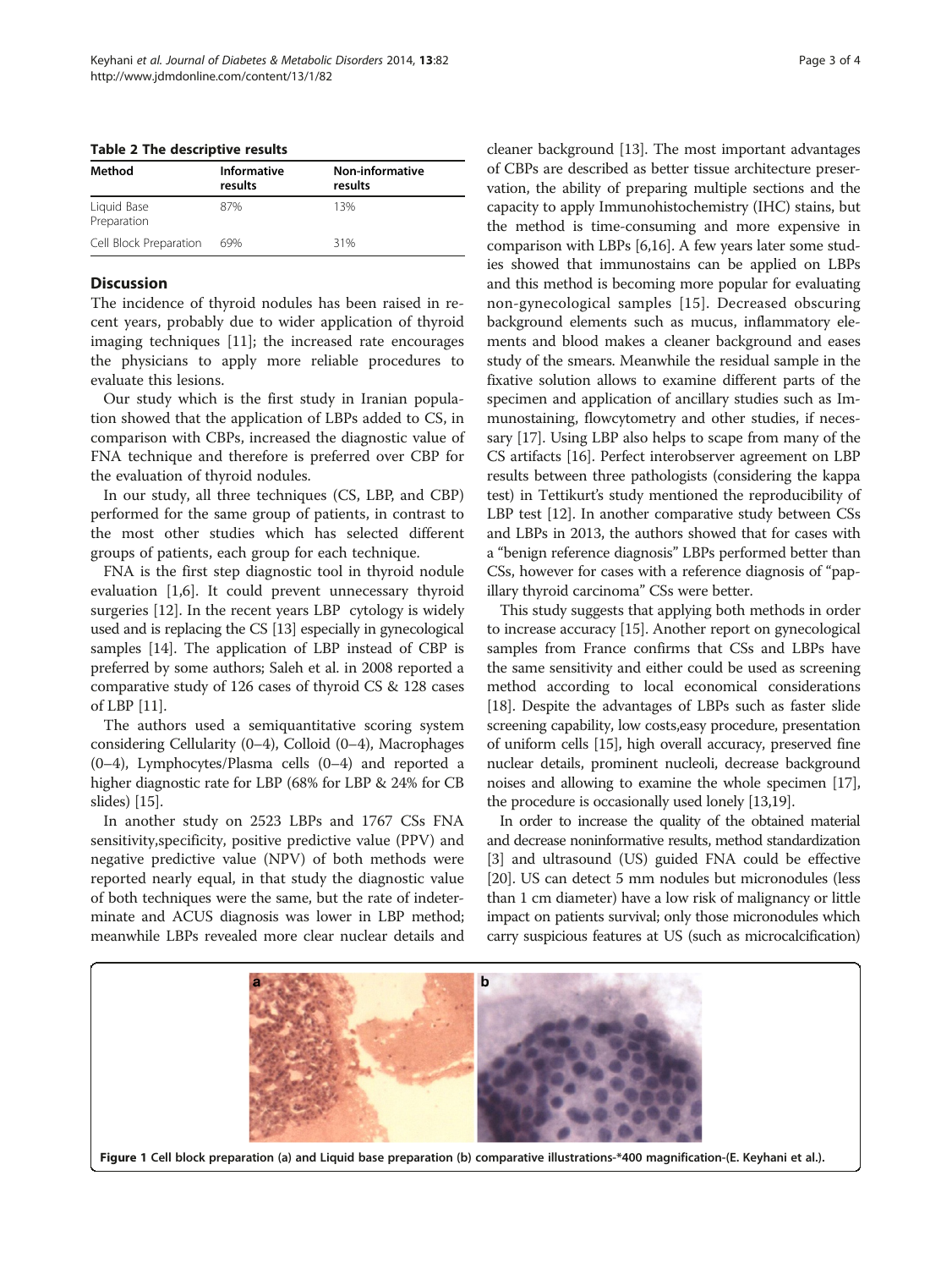**Table 2 The descriptive results**

| Method | Informative results | Non-informative results |
|---|---|---|
| Liquid Base Preparation | 87% | 13% |
| Cell Block Preparation | 69% | 31% |

## Discussion

The incidence of thyroid nodules has been raised in recent years, probably due to wider application of thyroid imaging techniques [11]; the increased rate encourages the physicians to apply more reliable procedures to evaluate this lesions.

Our study which is the first study in Iranian population showed that the application of LBPs added to CS, in comparison with CBPs, increased the diagnostic value of FNA technique and therefore is preferred over CBP for the evaluation of thyroid nodules.

In our study, all three techniques (CS, LBP, and CBP) performed for the same group of patients, in contrast to the most other studies which has selected different groups of patients, each group for each technique.

FNA is the first step diagnostic tool in thyroid nodule evaluation [1,6]. It could prevent unnecessary thyroid surgeries [12]. In the recent years LBP cytology is widely used and is replacing the CS [13] especially in gynecological samples [14]. The application of LBP instead of CBP is preferred by some authors; Saleh et al. in 2008 reported a comparative study of 126 cases of thyroid CS & 128 cases of LBP [11].

The authors used a semiquantitative scoring system considering Cellularity (0–4), Colloid (0–4), Macrophages (0–4), Lymphocytes/Plasma cells (0–4) and reported a higher diagnostic rate for LBP (68% for LBP & 24% for CB slides) [15].

In another study on 2523 LBPs and 1767 CSs FNA sensitivity,specificity, positive predictive value (PPV) and negative predictive value (NPV) of both methods were reported nearly equal, in that study the diagnostic value of both techniques were the same, but the rate of indeterminate and ACUS diagnosis was lower in LBP method; meanwhile LBPs revealed more clear nuclear details and cleaner background [13]. The most important advantages of CBPs are described as better tissue architecture preservation, the ability of preparing multiple sections and the capacity to apply Immunohistochemistry (IHC) stains, but the method is time-consuming and more expensive in comparison with LBPs [6,16]. A few years later some studies showed that immunostains can be applied on LBPs and this method is becoming more popular for evaluating non-gynecological samples [15]. Decreased obscuring background elements such as mucus, inflammatory elements and blood makes a cleaner background and eases study of the smears. Meanwhile the residual sample in the fixative solution allows to examine different parts of the specimen and application of ancillary studies such as Immunostaining, flowcytometry and other studies, if necessary [17]. Using LBP also helps to scape from many of the CS artifacts [16]. Perfect interobserver agreement on LBP results between three pathologists (considering the kappa test) in Tettikurt's study mentioned the reproducibility of LBP test [12]. In another comparative study between CSs and LBPs in 2013, the authors showed that for cases with a "benign reference diagnosis" LBPs performed better than CSs, however for cases with a reference diagnosis of "papillary thyroid carcinoma" CSs were better.

This study suggests that applying both methods in order to increase accuracy [15]. Another report on gynecological samples from France confirms that CSs and LBPs have the same sensitivity and either could be used as screening method according to local economical considerations [18]. Despite the advantages of LBPs such as faster slide screening capability, low costs,easy procedure, presentation of uniform cells [15], high overall accuracy, preserved fine nuclear details, prominent nucleoli, decrease background noises and allowing to examine the whole specimen [17], the procedure is occasionally used lonely [13,19].

In order to increase the quality of the obtained material and decrease noninformative results, method standardization [3] and ultrasound (US) guided FNA could be effective [20]. US can detect 5 mm nodules but micronodules (less than 1 cm diameter) have a low risk of malignancy or little impact on patients survival; only those micronodules which carry suspicious features at US (such as microcalcification)

**Figure 1** Cell block preparation (a) and Liquid base preparation (b) comparative illustrations-*400 magnification-(E. Keyhani et al.).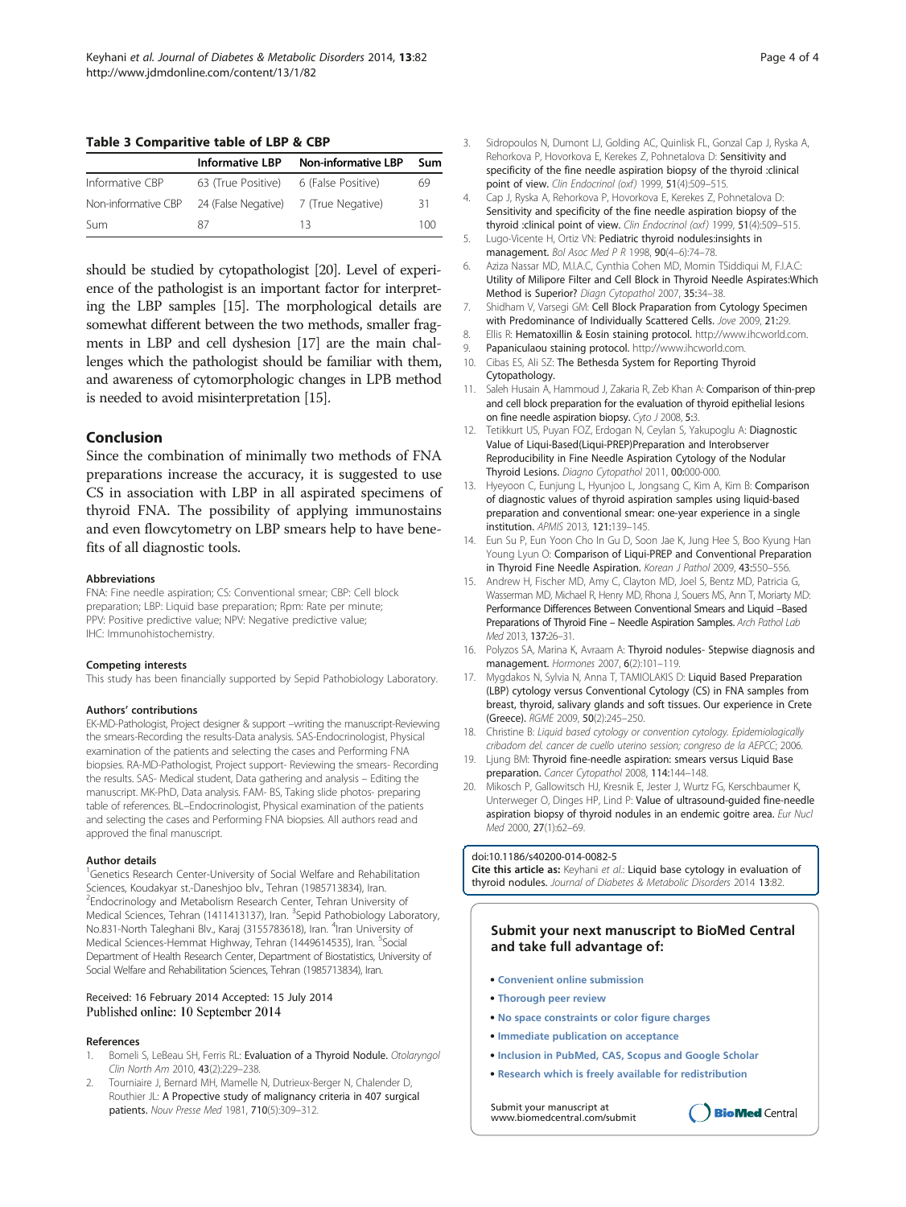**Table 3 Comparitive table of LBP & CBP**

| | Informative LBP | Non-informative LBP | Sum |
|---|---|---|---|
| Informative CBP | 63 (True Positive) | 6 (False Positive) | 69 |
| Non-informative CBP | 24 (False Negative) | 7 (True Negative) | 31 |
| Sum | 87 | 13 | 100 |

should be studied by cytopathologist [20]. Level of experience of the pathologist is an important factor for interpreting the LBP samples [15]. The morphological details are somewhat different between the two methods, smaller fragments in LBP and cell dyshesion [17] are the main challenges which the pathologist should be familiar with them, and awareness of cytomorphologic changes in LPB method is needed to avoid misinterpretation [15].

## Conclusion

Since the combination of minimally two methods of FNA preparations increase the accuracy, it is suggested to use CS in association with LBP in all aspirated specimens of thyroid FNA. The possibility of applying immunostains and even flowcytometry on LBP smears help to have benefits of all diagnostic tools.

#### Abbreviations

FNA: Fine needle aspiration; CS: Conventional smear; CBP: Cell block preparation; LBP: Liquid base preparation; Rpm: Rate per minute; PPV: Positive predictive value; NPV: Negative predictive value; IHC: Immunohistochemistry.

#### Competing interests

This study has been financially supported by Sepid Pathobiology Laboratory.

#### Authors' contributions

EK-MD-Pathologist, Project designer & support –writing the manuscript-Reviewing the smears-Recording the results-Data analysis. SAS-Endocrinologist, Physical examination of the patients and selecting the cases and Performing FNA biopsies. RA-MD-Pathologist, Project support- Reviewing the smears- Recording the results. SAS- Medical student, Data gathering and analysis – Editing the manuscript. MK-PhD, Data analysis. FAM- BS, Taking slide photos- preparing table of references. BL–Endocrinologist, Physical examination of the patients and selecting the cases and Performing FNA biopsies. All authors read and approved the final manuscript.

#### Author details

[1]Genetics Research Center-University of Social Welfare and Rehabilitation Sciences, Koudakyar st.-Daneshjoo blv., Tehran (1985713834), Iran. [2]Endocrinology and Metabolism Research Center, Tehran University of Medical Sciences, Tehran (1411413137), Iran. [3]Sepid Pathobiology Laboratory, No.831-North Taleghani Blv., Karaj (3155783618), Iran. [4]Iran University of Medical Sciences-Hemmat Highway, Tehran (1449614535), Iran. [5]Social Department of Health Research Center, Department of Biostatistics, University of Social Welfare and Rehabilitation Sciences, Tehran (1985713834), Iran.

Received: 16 February 2014 Accepted: 15 July 2014
Published online: 10 September 2014

#### References

1. Bomeli S, LeBeau SH, Ferris RL: **Evaluation of a Thyroid Nodule.** *Otolaryngol Clin North Am* 2010, **43**(2):229–238.
2. Tourniaire J, Bernard MH, Mamelle N, Dutrieux-Berger N, Chalender D, Routhier JL: **A Propective study of malignancy criteria in 407 surgical patients.** *Nouv Presse Med* 1981, **710**(5):309–312.
3. Sidropoulos N, Dumont LJ, Golding AC, Quinlisk FL, Gonzal Cap J, Ryska A, Rehorkova P, Hovorkova E, Kerekes Z, Pohnetalova D: **Sensitivity and specificity of the fine needle aspiration biopsy of the thyroid :clinical point of view.** *Clin Endocrinol (oxf)* 1999, **51**(4):509–515.
4. Cap J, Ryska A, Rehorkova P, Hovorkova E, Kerekes Z, Pohnetalova D: **Sensitivity and specificity of the fine needle aspiration biopsy of the thyroid :clinical point of view.** *Clin Endocrinol (oxf)* 1999, **51**(4):509–515.
5. Lugo-Vicente H, Ortiz VN: **Pediatric thyroid nodules:insights in management.** *Bol Asoc Med P R* 1998, **90**(4–6):74–78.
6. Aziza Nassar MD, M.I.A.C, Cynthia Cohen MD, Momin TSiddiqui M, F.I.A.C: **Utility of Milipore Filter and Cell Block in Thyroid Needle Aspirates:Which Method is Superior?** *Diagn Cytopathol* 2007, **35**:34–38.
7. Shidham V, Varsegi GM: **Cell Block Praparation from Cytology Specimen with Predominance of Individually Scattered Cells.** *Jove* 2009, **21**:29.
8. Ellis R: **Hematoxillin & Eosin staining protocol.** http://www.ihcworld.com.
9. **Papaniculaou staining protocol.** http://www.ihcworld.com.
10. Cibas ES, Ali SZ: **The Bethesda System for Reporting Thyroid Cytopathology.**
11. Saleh Husain A, Hammoud J, Zakaria R, Zeb Khan A: **Comparison of thin-prep and cell block preparation for the evaluation of thyroid epithelial lesions on fine needle aspiration biopsy.** *Cyto J* 2008, **5**:3.
12. Tetikkurt US, Puyan FOZ, Erdogan N, Ceylan S, Yakupoglu A: **Diagnostic Value of Liqui-Based(Liqui-PREP)Preparation and Interobserver Reproducibility in Fine Needle Aspiration Cytology of the Nodular Thyroid Lesions.** *Diagno Cytopathol* 2011, **00**:000-000.
13. Hyeyoon C, Eunjung L, Hyunjoo L, Jongsang C, Kim A, Kim B: **Comparison of diagnostic values of thyroid aspiration samples using liquid-based preparation and conventional smear: one-year experience in a single institution.** *APMIS* 2013, **121**:139–145.
14. Eun Su P, Eun Yoon Cho In Gu D, Soon Jae K, Jung Hee S, Boo Kyung Han Young Lyun O: **Comparison of Liqui-PREP and Conventional Preparation in Thyroid Fine Needle Aspiration.** *Korean J Pathol* 2009, **43**:550–556.
15. Andrew H, Fischer MD, Amy C, Clayton MD, Joel S, Bentz MD, Patricia G, Wasserman MD, Michael R, Henry MD, Rhona J, Souers MS, Ann T, Moriarty MD: **Performance Differences Between Conventional Smears and Liquid –Based Preparations of Thyroid Fine – Needle Aspiration Samples.** *Arch Pathol Lab Med* 2013, **137**:26–31.
16. Polyzos SA, Marina K, Avraam A: **Thyroid nodules- Stepwise diagnosis and management.** *Hormones* 2007, **6**(2):101–119.
17. Mygdakos N, Sylvia N, Anna T, TAMIOLAKIS D: **Liquid Based Preparation (LBP) cytology versus Conventional Cytology (CS) in FNA samples from breast, thyroid, salivary glands and soft tissues. Our experience in Crete (Greece).** *RGME* 2009, **50**(2):245–250.
18. Christine B: *Liquid based cytology or convention cytology. Epidemiologically cribadom del. cancer de cuello uterino session; congreso de la AEPCC*; 2006.
19. Ljung BM: **Thyroid fine-needle aspiration: smears versus Liquid Base preparation.** *Cancer Cytopathol* 2008, **114**:144–148.
20. Mikosch P, Gallowitsch HJ, Kresnik E, Jester J, Wurtz FG, Kerschbaumer K, Unterweger O, Dinges HP, Lind P: **Value of ultrasound-guided fine-needle aspiration biopsy of thyroid nodules in an endemic goitre area.** *Eur Nucl Med* 2000, **27**(1):62–69.

doi:10.1186/s40200-014-0082-5
**Cite this article as:** Keyhani *et al.*: Liquid base cytology in evaluation of thyroid nodules. *Journal of Diabetes & Metabolic Disorders* 2014 **13**:82.